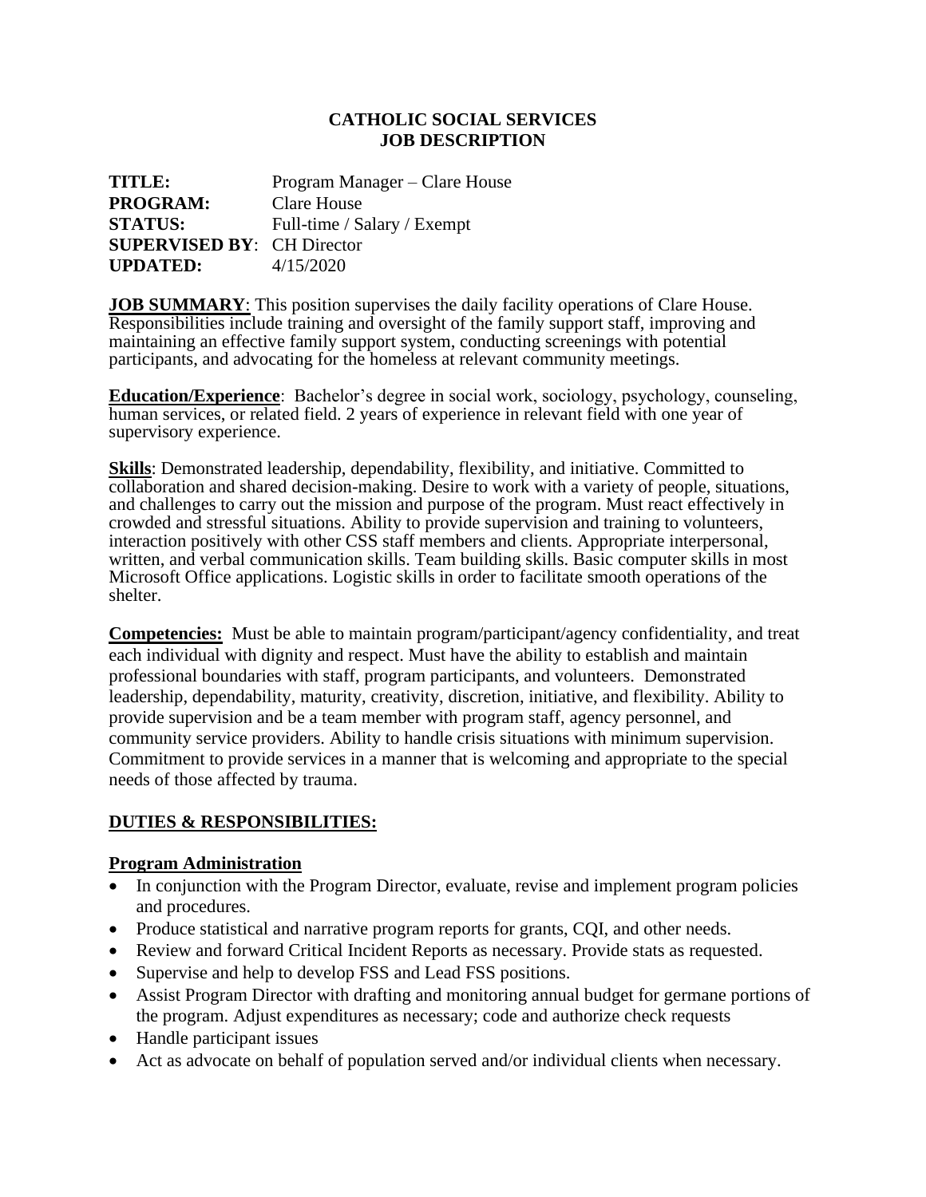# CATHOLIC SOCIAL SERVICES
# JOB DESCRIPTION

**TITLE:** Program Manager – Clare House
**PROGRAM:** Clare House
**STATUS:** Full-time / Salary / Exempt
**SUPERVISED BY**: CH Director
**UPDATED:** 4/15/2020

**JOB SUMMARY**: This position supervises the daily facility operations of Clare House. Responsibilities include training and oversight of the family support staff, improving and maintaining an effective family support system, conducting screenings with potential participants, and advocating for the homeless at relevant community meetings.

**Education/Experience**: Bachelor's degree in social work, sociology, psychology, counseling, human services, or related field. 2 years of experience in relevant field with one year of supervisory experience.

**Skills**: Demonstrated leadership, dependability, flexibility, and initiative. Committed to collaboration and shared decision-making. Desire to work with a variety of people, situations, and challenges to carry out the mission and purpose of the program. Must react effectively in crowded and stressful situations. Ability to provide supervision and training to volunteers, interaction positively with other CSS staff members and clients. Appropriate interpersonal, written, and verbal communication skills. Team building skills. Basic computer skills in most Microsoft Office applications. Logistic skills in order to facilitate smooth operations of the shelter.

**Competencies:** Must be able to maintain program/participant/agency confidentiality, and treat each individual with dignity and respect. Must have the ability to establish and maintain professional boundaries with staff, program participants, and volunteers. Demonstrated leadership, dependability, maturity, creativity, discretion, initiative, and flexibility. Ability to provide supervision and be a team member with program staff, agency personnel, and community service providers. Ability to handle crisis situations with minimum supervision. Commitment to provide services in a manner that is welcoming and appropriate to the special needs of those affected by trauma.

## DUTIES & RESPONSIBILITIES:

### Program Administration

- In conjunction with the Program Director, evaluate, revise and implement program policies and procedures.
- Produce statistical and narrative program reports for grants, CQI, and other needs.
- Review and forward Critical Incident Reports as necessary. Provide stats as requested.
- Supervise and help to develop FSS and Lead FSS positions.
- Assist Program Director with drafting and monitoring annual budget for germane portions of the program. Adjust expenditures as necessary; code and authorize check requests
- Handle participant issues
- Act as advocate on behalf of population served and/or individual clients when necessary.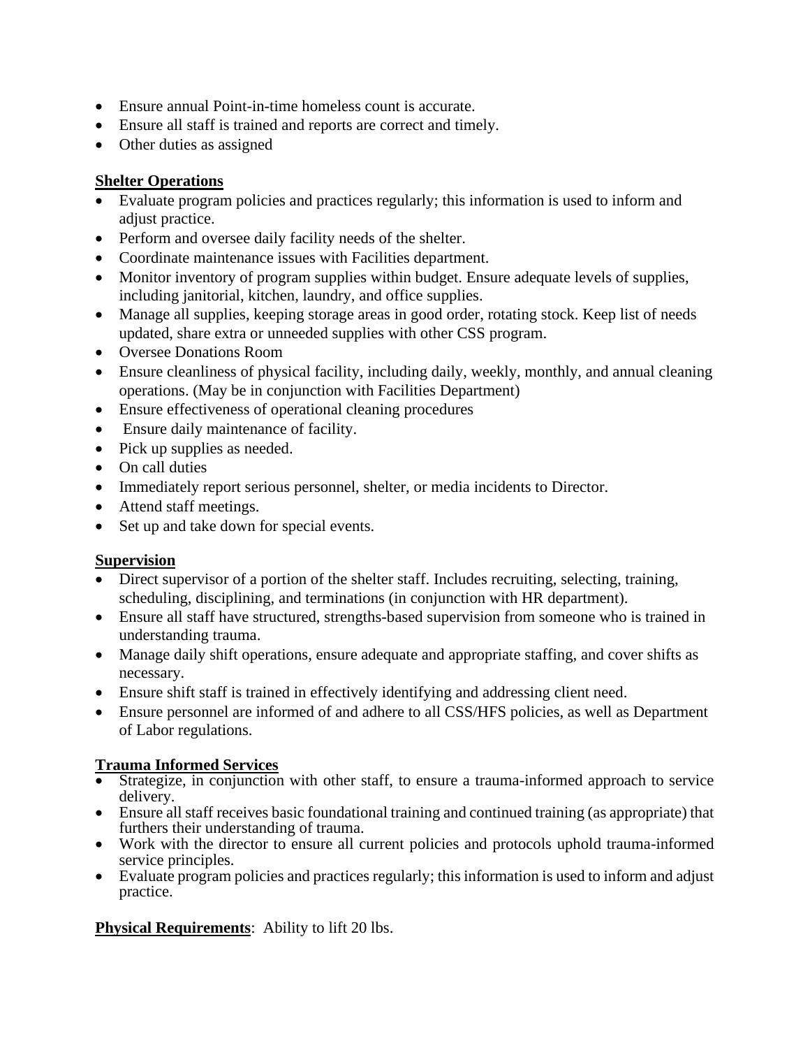- Ensure annual Point-in-time homeless count is accurate.
- Ensure all staff is trained and reports are correct and timely.
- Other duties as assigned

**Shelter Operations**

- Evaluate program policies and practices regularly; this information is used to inform and adjust practice.
- Perform and oversee daily facility needs of the shelter.
- Coordinate maintenance issues with Facilities department.
- Monitor inventory of program supplies within budget. Ensure adequate levels of supplies, including janitorial, kitchen, laundry, and office supplies.
- Manage all supplies, keeping storage areas in good order, rotating stock. Keep list of needs updated, share extra or unneeded supplies with other CSS program.
- Oversee Donations Room
- Ensure cleanliness of physical facility, including daily, weekly, monthly, and annual cleaning operations. (May be in conjunction with Facilities Department)
- Ensure effectiveness of operational cleaning procedures
- Ensure daily maintenance of facility.
- Pick up supplies as needed.
- On call duties
- Immediately report serious personnel, shelter, or media incidents to Director.
- Attend staff meetings.
- Set up and take down for special events.

**Supervision**

- Direct supervisor of a portion of the shelter staff. Includes recruiting, selecting, training, scheduling, disciplining, and terminations (in conjunction with HR department).
- Ensure all staff have structured, strengths-based supervision from someone who is trained in understanding trauma.
- Manage daily shift operations, ensure adequate and appropriate staffing, and cover shifts as necessary.
- Ensure shift staff is trained in effectively identifying and addressing client need.
- Ensure personnel are informed of and adhere to all CSS/HFS policies, as well as Department of Labor regulations.

**Trauma Informed Services**

- Strategize, in conjunction with other staff, to ensure a trauma-informed approach to service delivery.
- Ensure all staff receives basic foundational training and continued training (as appropriate) that furthers their understanding of trauma.
- Work with the director to ensure all current policies and protocols uphold trauma-informed service principles.
- Evaluate program policies and practices regularly; this information is used to inform and adjust practice.

**Physical Requirements**: Ability to lift 20 lbs.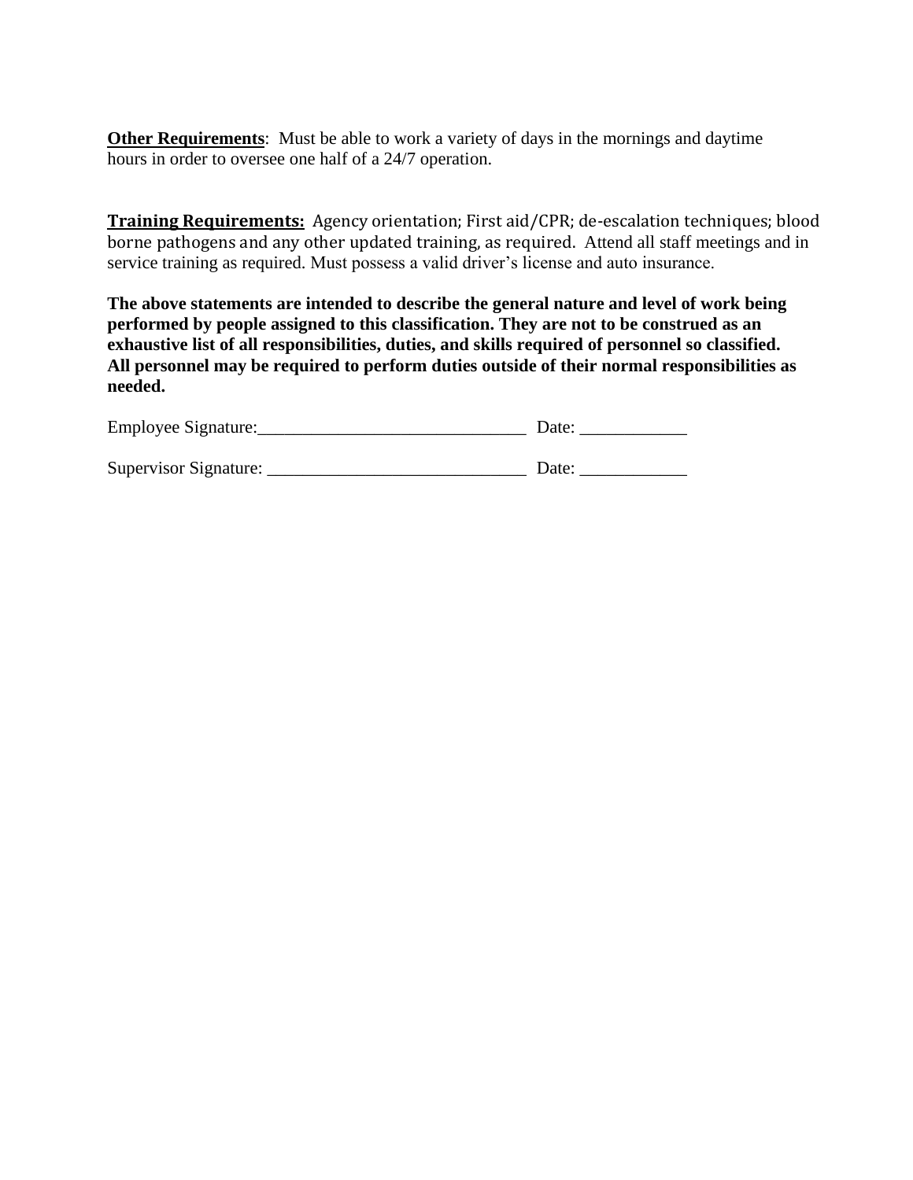**Other Requirements**: Must be able to work a variety of days in the mornings and daytime hours in order to oversee one half of a 24/7 operation.

**Training Requirements:** Agency orientation; First aid/CPR; de-escalation techniques; blood borne pathogens and any other updated training, as required. Attend all staff meetings and in service training as required. Must possess a valid driver's license and auto insurance.

**The above statements are intended to describe the general nature and level of work being performed by people assigned to this classification. They are not to be construed as an exhaustive list of all responsibilities, duties, and skills required of personnel so classified. All personnel may be required to perform duties outside of their normal responsibilities as needed.**

Employee Signature:_______________________________ Date: ____________

Supervisor Signature: ______________________________ Date: ____________